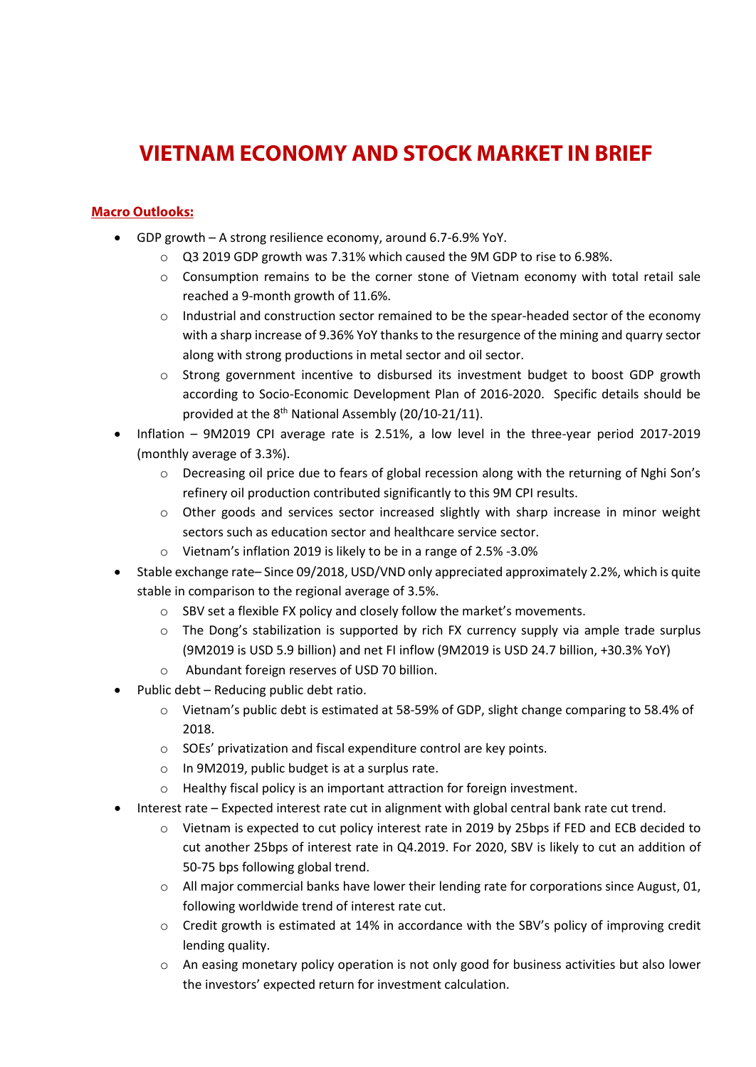# VIETNAM ECONOMY AND STOCK MARKET IN BRIEF

**Macro Outlooks:**

- GDP growth – A strong resilience economy, around 6.7-6.9% YoY.
  - Q3 2019 GDP growth was 7.31% which caused the 9M GDP to rise to 6.98%.
  - Consumption remains to be the corner stone of Vietnam economy with total retail sale reached a 9-month growth of 11.6%.
  - Industrial and construction sector remained to be the spear-headed sector of the economy with a sharp increase of 9.36% YoY thanks to the resurgence of the mining and quarry sector along with strong productions in metal sector and oil sector.
  - Strong government incentive to disbursed its investment budget to boost GDP growth according to Socio-Economic Development Plan of 2016-2020. Specific details should be provided at the 8th National Assembly (20/10-21/11).
- Inflation – 9M2019 CPI average rate is 2.51%, a low level in the three-year period 2017-2019 (monthly average of 3.3%).
  - Decreasing oil price due to fears of global recession along with the returning of Nghi Son's refinery oil production contributed significantly to this 9M CPI results.
  - Other goods and services sector increased slightly with sharp increase in minor weight sectors such as education sector and healthcare service sector.
  - Vietnam's inflation 2019 is likely to be in a range of 2.5% -3.0%
- Stable exchange rate– Since 09/2018, USD/VND only appreciated approximately 2.2%, which is quite stable in comparison to the regional average of 3.5%.
  - SBV set a flexible FX policy and closely follow the market's movements.
  - The Dong's stabilization is supported by rich FX currency supply via ample trade surplus (9M2019 is USD 5.9 billion) and net FI inflow (9M2019 is USD 24.7 billion, +30.3% YoY)
  - Abundant foreign reserves of USD 70 billion.
- Public debt – Reducing public debt ratio.
  - Vietnam's public debt is estimated at 58-59% of GDP, slight change comparing to 58.4% of 2018.
  - SOEs' privatization and fiscal expenditure control are key points.
  - In 9M2019, public budget is at a surplus rate.
  - Healthy fiscal policy is an important attraction for foreign investment.
- Interest rate – Expected interest rate cut in alignment with global central bank rate cut trend.
  - Vietnam is expected to cut policy interest rate in 2019 by 25bps if FED and ECB decided to cut another 25bps of interest rate in Q4.2019. For 2020, SBV is likely to cut an addition of 50-75 bps following global trend.
  - All major commercial banks have lower their lending rate for corporations since August, 01, following worldwide trend of interest rate cut.
  - Credit growth is estimated at 14% in accordance with the SBV's policy of improving credit lending quality.
  - An easing monetary policy operation is not only good for business activities but also lower the investors' expected return for investment calculation.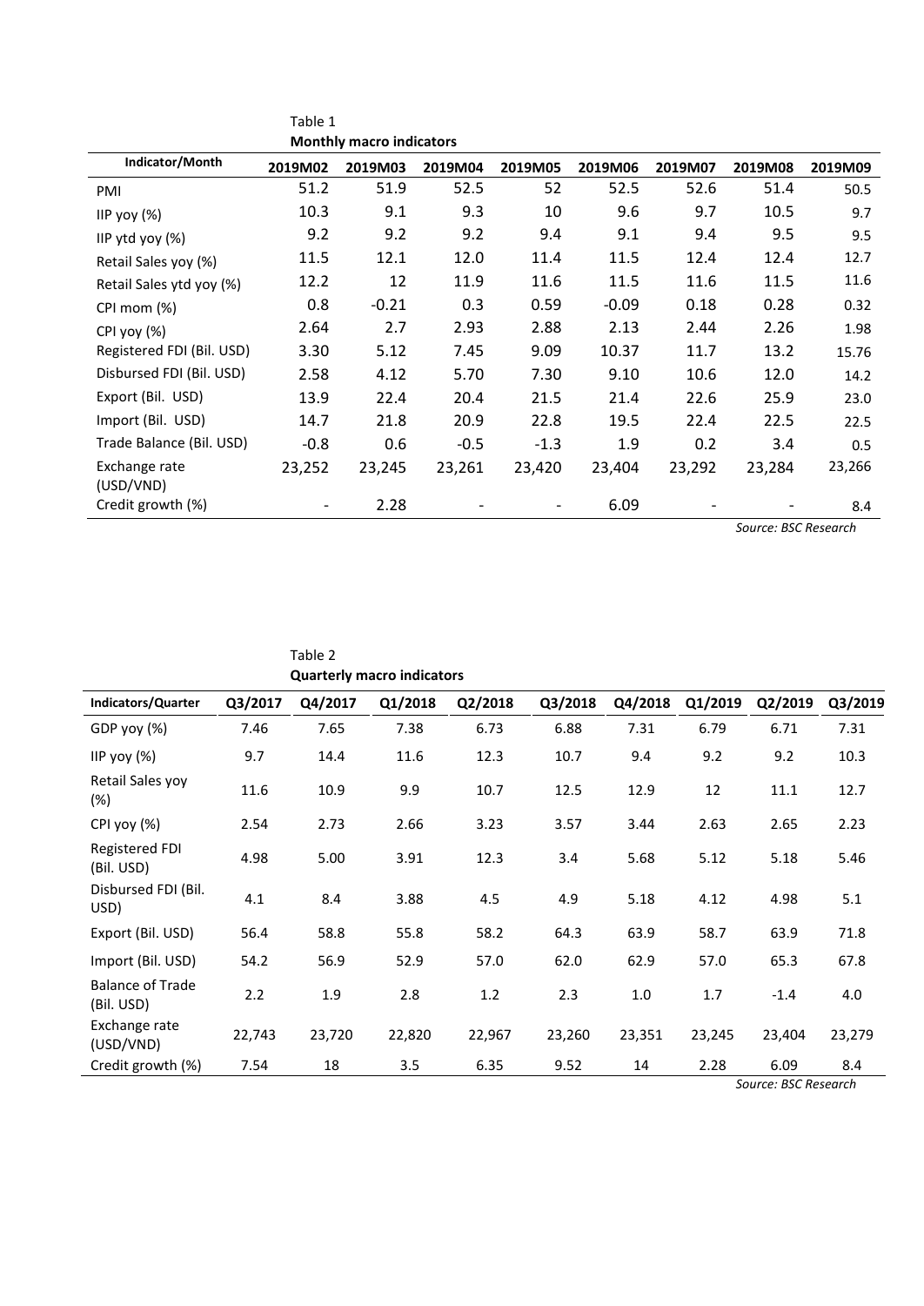Table 1

**Monthly macro indicators**

| Indicator/Month | 2019M02 | 2019M03 | 2019M04 | 2019M05 | 2019M06 | 2019M07 | 2019M08 | 2019M09 |
|---|---|---|---|---|---|---|---|---|
| PMI | 51.2 | 51.9 | 52.5 | 52 | 52.5 | 52.6 | 51.4 | 50.5 |
| IIP yoy (%) | 10.3 | 9.1 | 9.3 | 10 | 9.6 | 9.7 | 10.5 | 9.7 |
| IIP ytd yoy (%) | 9.2 | 9.2 | 9.2 | 9.4 | 9.1 | 9.4 | 9.5 | 9.5 |
| Retail Sales yoy (%) | 11.5 | 12.1 | 12.0 | 11.4 | 11.5 | 12.4 | 12.4 | 12.7 |
| Retail Sales ytd yoy (%) | 12.2 | 12 | 11.9 | 11.6 | 11.5 | 11.6 | 11.5 | 11.6 |
| CPI mom (%) | 0.8 | -0.21 | 0.3 | 0.59 | -0.09 | 0.18 | 0.28 | 0.32 |
| CPI yoy (%) | 2.64 | 2.7 | 2.93 | 2.88 | 2.13 | 2.44 | 2.26 | 1.98 |
| Registered FDI (Bil. USD) | 3.30 | 5.12 | 7.45 | 9.09 | 10.37 | 11.7 | 13.2 | 15.76 |
| Disbursed FDI (Bil. USD) | 2.58 | 4.12 | 5.70 | 7.30 | 9.10 | 10.6 | 12.0 | 14.2 |
| Export (Bil. USD) | 13.9 | 22.4 | 20.4 | 21.5 | 21.4 | 22.6 | 25.9 | 23.0 |
| Import (Bil. USD) | 14.7 | 21.8 | 20.9 | 22.8 | 19.5 | 22.4 | 22.5 | 22.5 |
| Trade Balance (Bil. USD) | -0.8 | 0.6 | -0.5 | -1.3 | 1.9 | 0.2 | 3.4 | 0.5 |
| Exchange rate (USD/VND) | 23,252 | 23,245 | 23,261 | 23,420 | 23,404 | 23,292 | 23,284 | 23,266 |
| Credit growth (%) | - | 2.28 | - | - | 6.09 | - | - | 8.4 |

*Source: BSC Research*

Table 2

**Quarterly macro indicators**

| Indicators/Quarter | Q3/2017 | Q4/2017 | Q1/2018 | Q2/2018 | Q3/2018 | Q4/2018 | Q1/2019 | Q2/2019 | Q3/2019 |
|---|---|---|---|---|---|---|---|---|---|
| GDP yoy (%) | 7.46 | 7.65 | 7.38 | 6.73 | 6.88 | 7.31 | 6.79 | 6.71 | 7.31 |
| IIP yoy (%) | 9.7 | 14.4 | 11.6 | 12.3 | 10.7 | 9.4 | 9.2 | 9.2 | 10.3 |
| Retail Sales yoy (%) | 11.6 | 10.9 | 9.9 | 10.7 | 12.5 | 12.9 | 12 | 11.1 | 12.7 |
| CPI yoy (%) | 2.54 | 2.73 | 2.66 | 3.23 | 3.57 | 3.44 | 2.63 | 2.65 | 2.23 |
| Registered FDI (Bil. USD) | 4.98 | 5.00 | 3.91 | 12.3 | 3.4 | 5.68 | 5.12 | 5.18 | 5.46 |
| Disbursed FDI (Bil. USD) | 4.1 | 8.4 | 3.88 | 4.5 | 4.9 | 5.18 | 4.12 | 4.98 | 5.1 |
| Export (Bil. USD) | 56.4 | 58.8 | 55.8 | 58.2 | 64.3 | 63.9 | 58.7 | 63.9 | 71.8 |
| Import (Bil. USD) | 54.2 | 56.9 | 52.9 | 57.0 | 62.0 | 62.9 | 57.0 | 65.3 | 67.8 |
| Balance of Trade (Bil. USD) | 2.2 | 1.9 | 2.8 | 1.2 | 2.3 | 1.0 | 1.7 | -1.4 | 4.0 |
| Exchange rate (USD/VND) | 22,743 | 23,720 | 22,820 | 22,967 | 23,260 | 23,351 | 23,245 | 23,404 | 23,279 |
| Credit growth (%) | 7.54 | 18 | 3.5 | 6.35 | 9.52 | 14 | 2.28 | 6.09 | 8.4 |

*Source: BSC Research*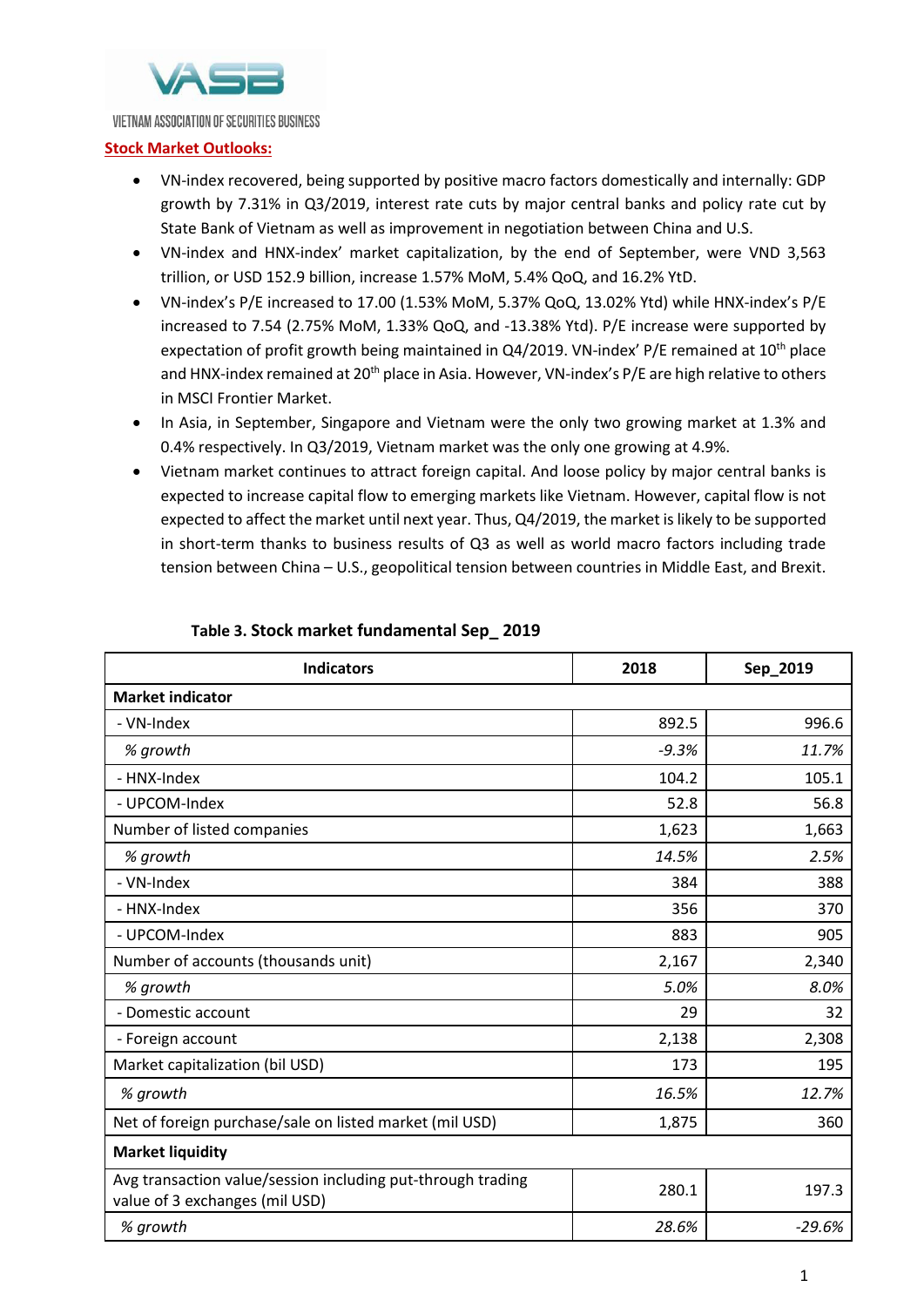VIETNAM ASSOCIATION OF SECURITIES BUSINESS

**Stock Market Outlooks:**

- VN-index recovered, being supported by positive macro factors domestically and internally: GDP growth by 7.31% in Q3/2019, interest rate cuts by major central banks and policy rate cut by State Bank of Vietnam as well as improvement in negotiation between China and U.S.
- VN-index and HNX-index' market capitalization, by the end of September, were VND 3,563 trillion, or USD 152.9 billion, increase 1.57% MoM, 5.4% QoQ, and 16.2% YtD.
- VN-index's P/E increased to 17.00 (1.53% MoM, 5.37% QoQ, 13.02% Ytd) while HNX-index's P/E increased to 7.54 (2.75% MoM, 1.33% QoQ, and -13.38% Ytd). P/E increase were supported by expectation of profit growth being maintained in Q4/2019. VN-index' P/E remained at 10th place and HNX-index remained at 20th place in Asia. However, VN-index's P/E are high relative to others in MSCI Frontier Market.
- In Asia, in September, Singapore and Vietnam were the only two growing market at 1.3% and 0.4% respectively. In Q3/2019, Vietnam market was the only one growing at 4.9%.
- Vietnam market continues to attract foreign capital. And loose policy by major central banks is expected to increase capital flow to emerging markets like Vietnam. However, capital flow is not expected to affect the market until next year. Thus, Q4/2019, the market is likely to be supported in short-term thanks to business results of Q3 as well as world macro factors including trade tension between China – U.S., geopolitical tension between countries in Middle East, and Brexit.

**Table 3. Stock market fundamental Sep_ 2019**

| Indicators | 2018 | Sep_2019 |
|---|---|---|
| **Market indicator** | | |
| - VN-Index | 892.5 | 996.6 |
| *% growth* | *-9.3%* | *11.7%* |
| - HNX-Index | 104.2 | 105.1 |
| - UPCOM-Index | 52.8 | 56.8 |
| Number of listed companies | 1,623 | 1,663 |
| *% growth* | *14.5%* | *2.5%* |
| - VN-Index | 384 | 388 |
| - HNX-Index | 356 | 370 |
| - UPCOM-Index | 883 | 905 |
| Number of accounts (thousands unit) | 2,167 | 2,340 |
| *% growth* | *5.0%* | *8.0%* |
| - Domestic account | 29 | 32 |
| - Foreign account | 2,138 | 2,308 |
| Market capitalization (bil USD) | 173 | 195 |
| *% growth* | *16.5%* | *12.7%* |
| Net of foreign purchase/sale on listed market (mil USD) | 1,875 | 360 |
| **Market liquidity** | | |
| Avg transaction value/session including put-through trading value of 3 exchanges (mil USD) | 280.1 | 197.3 |
| *% growth* | *28.6%* | *-29.6%* |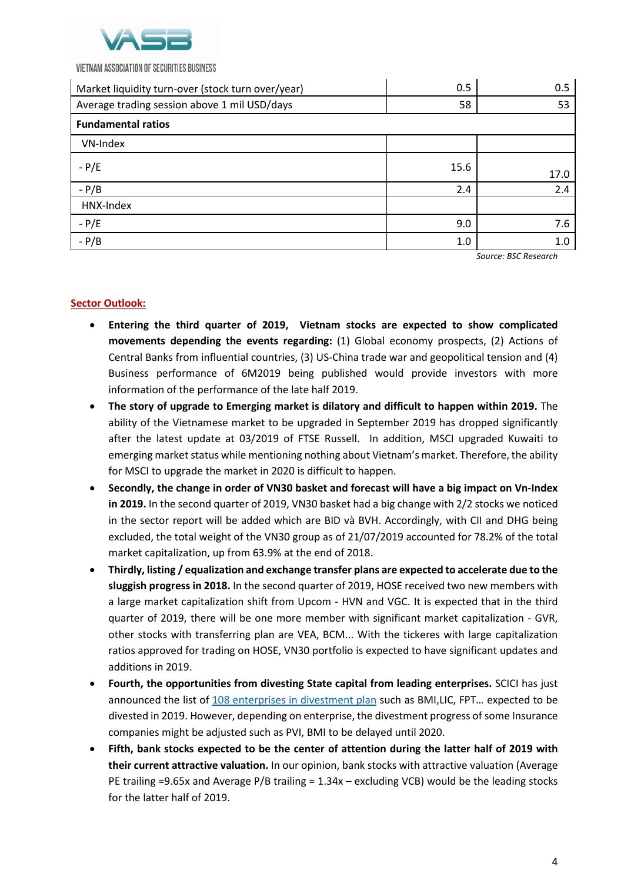| | | |
|---|---|---|
| Market liquidity turn-over (stock turn over/year) | 0.5 | 0.5 |
| Average trading session above 1 mil USD/days | 58 | 53 |
| **Fundamental ratios** | | |
| VN-Index | | |
| - P/E | 15.6 | 17.0 |
| - P/B | 2.4 | 2.4 |
| HNX-Index | | |
| - P/E | 9.0 | 7.6 |
| - P/B | 1.0 | 1.0 |

*Source: BSC Research*

**Sector Outlook:**

- **Entering the third quarter of 2019, Vietnam stocks are expected to show complicated movements depending the events regarding:** (1) Global economy prospects, (2) Actions of Central Banks from influential countries, (3) US-China trade war and geopolitical tension and (4) Business performance of 6M2019 being published would provide investors with more information of the performance of the late half 2019.
- **The story of upgrade to Emerging market is dilatory and difficult to happen within 2019.** The ability of the Vietnamese market to be upgraded in September 2019 has dropped significantly after the latest update at 03/2019 of FTSE Russell. In addition, MSCI upgraded Kuwaiti to emerging market status while mentioning nothing about Vietnam's market. Therefore, the ability for MSCI to upgrade the market in 2020 is difficult to happen.
- **Secondly, the change in order of VN30 basket and forecast will have a big impact on Vn-Index in 2019.** In the second quarter of 2019, VN30 basket had a big change with 2/2 stocks we noticed in the sector report will be added which are BID và BVH. Accordingly, with CII and DHG being excluded, the total weight of the VN30 group as of 21/07/2019 accounted for 78.2% of the total market capitalization, up from 63.9% at the end of 2018.
- **Thirdly, listing / equalization and exchange transfer plans are expected to accelerate due to the sluggish progress in 2018.** In the second quarter of 2019, HOSE received two new members with a large market capitalization shift from Upcom - HVN and VGC. It is expected that in the third quarter of 2019, there will be one more member with significant market capitalization - GVR, other stocks with transferring plan are VEA, BCM... With the tickeres with large capitalization ratios approved for trading on HOSE, VN30 portfolio is expected to have significant updates and additions in 2019.
- **Fourth, the opportunities from divesting State capital from leading enterprises.** SCICI has just announced the list of 108 enterprises in divestment plan such as BMI,LIC, FPT… expected to be divested in 2019. However, depending on enterprise, the divestment progress of some Insurance companies might be adjusted such as PVI, BMI to be delayed until 2020.
- **Fifth, bank stocks expected to be the center of attention during the latter half of 2019 with their current attractive valuation.** In our opinion, bank stocks with attractive valuation (Average PE trailing =9.65x and Average P/B trailing = 1.34x – excluding VCB) would be the leading stocks for the latter half of 2019.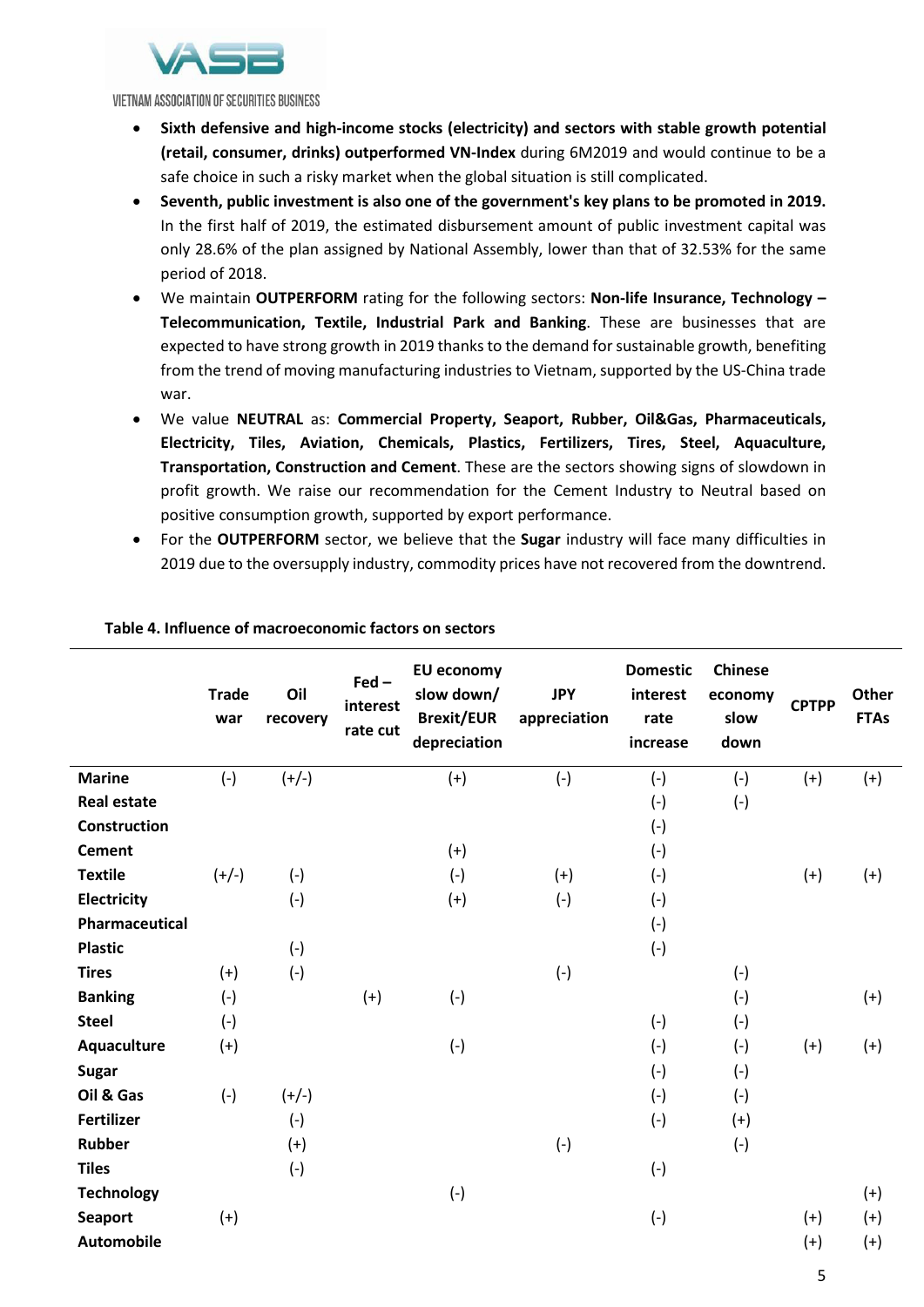- **Sixth defensive and high-income stocks (electricity) and sectors with stable growth potential (retail, consumer, drinks) outperformed VN-Index** during 6M2019 and would continue to be a safe choice in such a risky market when the global situation is still complicated.
- **Seventh, public investment is also one of the government's key plans to be promoted in 2019.** In the first half of 2019, the estimated disbursement amount of public investment capital was only 28.6% of the plan assigned by National Assembly, lower than that of 32.53% for the same period of 2018.
- We maintain **OUTPERFORM** rating for the following sectors: **Non-life Insurance, Technology – Telecommunication, Textile, Industrial Park and Banking**. These are businesses that are expected to have strong growth in 2019 thanks to the demand for sustainable growth, benefiting from the trend of moving manufacturing industries to Vietnam, supported by the US-China trade war.
- We value **NEUTRAL** as: **Commercial Property, Seaport, Rubber, Oil&Gas, Pharmaceuticals, Electricity, Tiles, Aviation, Chemicals, Plastics, Fertilizers, Tires, Steel, Aquaculture, Transportation, Construction and Cement**. These are the sectors showing signs of slowdown in profit growth. We raise our recommendation for the Cement Industry to Neutral based on positive consumption growth, supported by export performance.
- For the **OUTPERFORM** sector, we believe that the **Sugar** industry will face many difficulties in 2019 due to the oversupply industry, commodity prices have not recovered from the downtrend.

**Table 4. Influence of macroeconomic factors on sectors**

| | Trade war | Oil recovery | Fed – interest rate cut | EU economy slow down/ Brexit/EUR depreciation | JPY appreciation | Domestic interest rate increase | Chinese economy slow down | CPTPP | Other FTAs |
|---|---|---|---|---|---|---|---|---|---|
| **Marine** | (-) | (+/-) | | (+) | (-) | (-) | (-) | (+) | (+) |
| **Real estate** | | | | | | (-) | (-) | | |
| **Construction** | | | | | | (-) | | | |
| **Cement** | | | | (+) | | (-) | | | |
| **Textile** | (+/-) | (-) | | (-) | (+) | (-) | | (+) | (+) |
| **Electricity** | | (-) | | (+) | (-) | (-) | | | |
| **Pharmaceutical** | | | | | | (-) | | | |
| **Plastic** | | (-) | | | | (-) | | | |
| **Tires** | (+) | (-) | | | (-) | | (-) | | |
| **Banking** | (-) | | (+) | (-) | | | (-) | | (+) |
| **Steel** | (-) | | | | | (-) | (-) | | |
| **Aquaculture** | (+) | | | (-) | | (-) | (-) | (+) | (+) |
| **Sugar** | | | | | | (-) | (-) | | |
| **Oil & Gas** | (-) | (+/-) | | | | (-) | (-) | | |
| **Fertilizer** | | (-) | | | | (-) | (+) | | |
| **Rubber** | | (+) | | | (-) | | (-) | | |
| **Tiles** | | (-) | | | | (-) | | | |
| **Technology** | | | | (-) | | | | | (+) |
| **Seaport** | (+) | | | | | (-) | | (+) | (+) |
| **Automobile** | | | | | | | | (+) | (+) |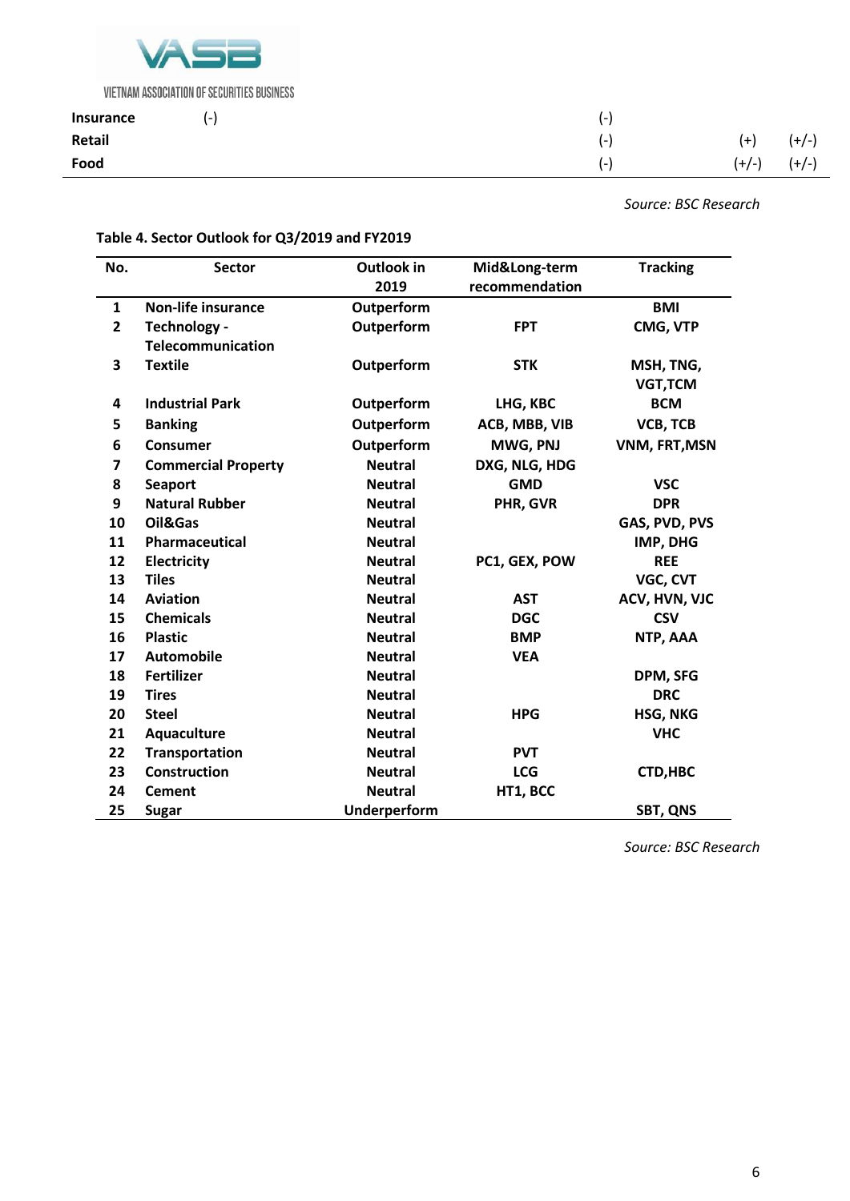| | | | | |
|---|---|---|---|---|
| **Insurance** | (-) | (-) | | |
| **Retail** | | (-) | (+) | (+/-) |
| **Food** | | (-) | (+/-) | (+/-) |

*Source: BSC Research*

**Table 4. Sector Outlook for Q3/2019 and FY2019**

| No. | Sector | Outlook in 2019 | Mid&Long-term recommendation | Tracking |
|---|---|---|---|---|
| 1 | Non-life insurance | Outperform | | BMI |
| 2 | Technology - Telecommunication | Outperform | FPT | CMG, VTP |
| 3 | Textile | Outperform | STK | MSH, TNG, VGT,TCM |
| 4 | Industrial Park | Outperform | LHG, KBC | BCM |
| 5 | Banking | Outperform | ACB, MBB, VIB | VCB, TCB |
| 6 | Consumer | Outperform | MWG, PNJ | VNM, FRT,MSN |
| 7 | Commercial Property | Neutral | DXG, NLG, HDG | |
| 8 | Seaport | Neutral | GMD | VSC |
| 9 | Natural Rubber | Neutral | PHR, GVR | DPR |
| 10 | Oil&Gas | Neutral | | GAS, PVD, PVS |
| 11 | Pharmaceutical | Neutral | | IMP, DHG |
| 12 | Electricity | Neutral | PC1, GEX, POW | REE |
| 13 | Tiles | Neutral | | VGC, CVT |
| 14 | Aviation | Neutral | AST | ACV, HVN, VJC |
| 15 | Chemicals | Neutral | DGC | CSV |
| 16 | Plastic | Neutral | BMP | NTP, AAA |
| 17 | Automobile | Neutral | VEA | |
| 18 | Fertilizer | Neutral | | DPM, SFG |
| 19 | Tires | Neutral | | DRC |
| 20 | Steel | Neutral | HPG | HSG, NKG |
| 21 | Aquaculture | Neutral | | VHC |
| 22 | Transportation | Neutral | PVT | |
| 23 | Construction | Neutral | LCG | CTD,HBC |
| 24 | Cement | Neutral | HT1, BCC | |
| 25 | Sugar | Underperform | | SBT, QNS |

*Source: BSC Research*